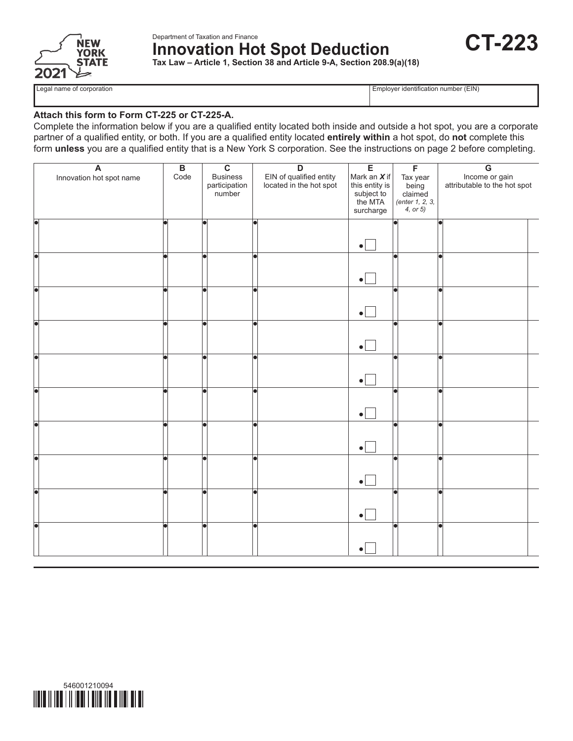New York State 2021

Department of Taxation and Finance

# Innovation Hot Spot Deduction

**Tax Law – Article 1, Section 38 and Article 9-A, Section 208.9(a)(18)**

# CT-223

| Legal name of corporation | Employer identification number (EIN) |
|---|---|
| | |

**Attach this form to Form CT-225 or CT-225-A.**

Complete the information below if you are a qualified entity located both inside and outside a hot spot, you are a corporate partner of a qualified entity, or both. If you are a qualified entity located **entirely within** a hot spot, do **not** complete this form **unless** you are a qualified entity that is a New York S corporation. See the instructions on page 2 before completing.

| A<br>Innovation hot spot name | B<br>Code | C<br>Business participation number | D<br>EIN of qualified entity located in the hot spot | E<br>Mark an *X* if this entity is subject to the MTA surcharge | F<br>Tax year being claimed *(enter 1, 2, 3, 4, or 5)* | G<br>Income or gain attributable to the hot spot |
|---|---|---|---|---|---|---|
| | | | | ☐ | | |
| | | | | ☐ | | |
| | | | | ☐ | | |
| | | | | ☐ | | |
| | | | | ☐ | | |
| | | | | ☐ | | |
| | | | | ☐ | | |
| | | | | ☐ | | |
| | | | | ☐ | | |
| | | | | ☐ | | |

546001210094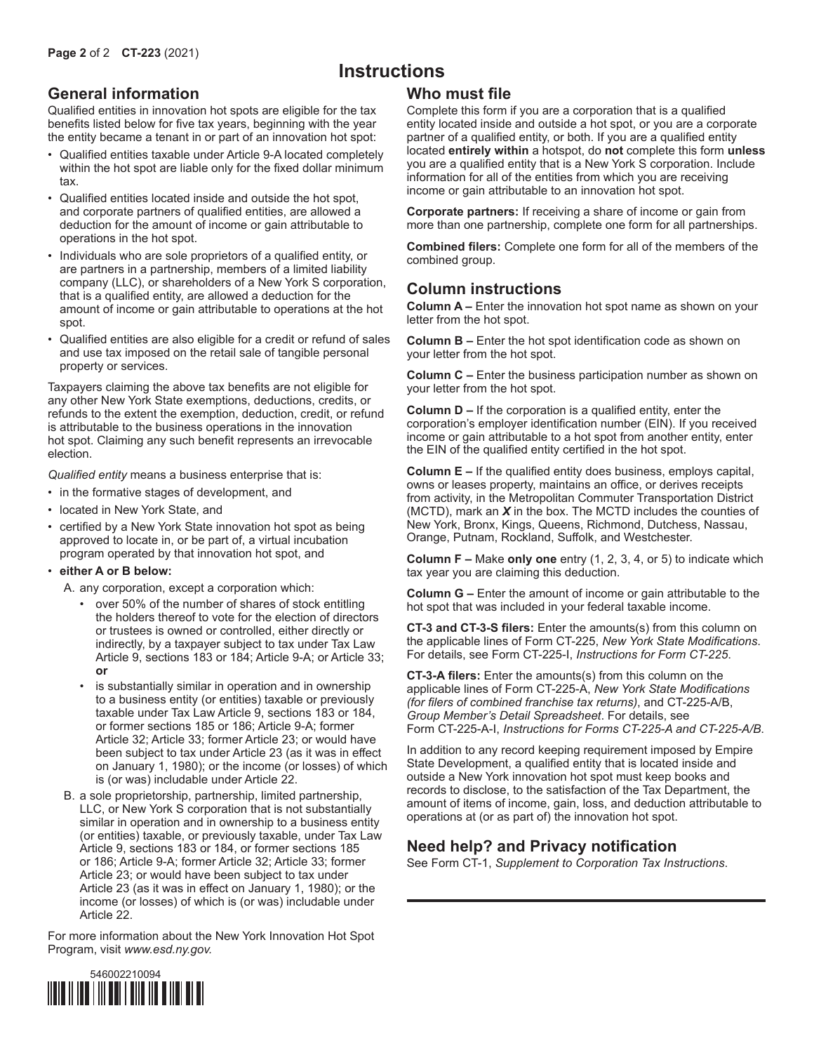# Instructions

## General information

Qualified entities in innovation hot spots are eligible for the tax benefits listed below for five tax years, beginning with the year the entity became a tenant in or part of an innovation hot spot:

- Qualified entities taxable under Article 9-A located completely within the hot spot are liable only for the fixed dollar minimum tax.
- Qualified entities located inside and outside the hot spot, and corporate partners of qualified entities, are allowed a deduction for the amount of income or gain attributable to operations in the hot spot.
- Individuals who are sole proprietors of a qualified entity, or are partners in a partnership, members of a limited liability company (LLC), or shareholders of a New York S corporation, that is a qualified entity, are allowed a deduction for the amount of income or gain attributable to operations at the hot spot.
- Qualified entities are also eligible for a credit or refund of sales and use tax imposed on the retail sale of tangible personal property or services.

Taxpayers claiming the above tax benefits are not eligible for any other New York State exemptions, deductions, credits, or refunds to the extent the exemption, deduction, credit, or refund is attributable to the business operations in the innovation hot spot. Claiming any such benefit represents an irrevocable election.

*Qualified entity* means a business enterprise that is:

- in the formative stages of development, and
- located in New York State, and
- certified by a New York State innovation hot spot as being approved to locate in, or be part of, a virtual incubation program operated by that innovation hot spot, and
- **either A or B below:**

  A. any corporation, except a corporation which:

  - over 50% of the number of shares of stock entitling the holders thereof to vote for the election of directors or trustees is owned or controlled, either directly or indirectly, by a taxpayer subject to tax under Tax Law Article 9, sections 183 or 184; Article 9-A; or Article 33; **or**
  - is substantially similar in operation and in ownership to a business entity (or entities) taxable or previously taxable under Tax Law Article 9, sections 183 or 184, or former sections 185 or 186; Article 9-A; former Article 32; Article 33; former Article 23; or would have been subject to tax under Article 23 (as it was in effect on January 1, 1980); or the income (or losses) of which is (or was) includable under Article 22.

  B. a sole proprietorship, partnership, limited partnership, LLC, or New York S corporation that is not substantially similar in operation and in ownership to a business entity (or entities) taxable, or previously taxable, under Tax Law Article 9, sections 183 or 184, or former sections 185 or 186; Article 9-A; former Article 32; Article 33; former Article 23; or would have been subject to tax under Article 23 (as it was in effect on January 1, 1980); or the income (or losses) of which is (or was) includable under Article 22.

For more information about the New York Innovation Hot Spot Program, visit *www.esd.ny.gov.*

## Who must file

Complete this form if you are a corporation that is a qualified entity located inside and outside a hot spot, or you are a corporate partner of a qualified entity, or both. If you are a qualified entity located **entirely within** a hotspot, do **not** complete this form **unless** you are a qualified entity that is a New York S corporation. Include information for all of the entities from which you are receiving income or gain attributable to an innovation hot spot.

**Corporate partners:** If receiving a share of income or gain from more than one partnership, complete one form for all partnerships.

**Combined filers:** Complete one form for all of the members of the combined group.

## Column instructions

**Column A –** Enter the innovation hot spot name as shown on your letter from the hot spot.

**Column B –** Enter the hot spot identification code as shown on your letter from the hot spot.

**Column C –** Enter the business participation number as shown on your letter from the hot spot.

**Column D –** If the corporation is a qualified entity, enter the corporation's employer identification number (EIN). If you received income or gain attributable to a hot spot from another entity, enter the EIN of the qualified entity certified in the hot spot.

**Column E –** If the qualified entity does business, employs capital, owns or leases property, maintains an office, or derives receipts from activity, in the Metropolitan Commuter Transportation District (MCTD), mark an ***X*** in the box. The MCTD includes the counties of New York, Bronx, Kings, Queens, Richmond, Dutchess, Nassau, Orange, Putnam, Rockland, Suffolk, and Westchester.

**Column F –** Make **only one** entry (1, 2, 3, 4, or 5) to indicate which tax year you are claiming this deduction.

**Column G –** Enter the amount of income or gain attributable to the hot spot that was included in your federal taxable income.

**CT-3 and CT-3-S filers:** Enter the amounts(s) from this column on the applicable lines of Form CT-225, *New York State Modifications*. For details, see Form CT-225-I, *Instructions for Form CT-225*.

**CT-3-A filers:** Enter the amounts(s) from this column on the applicable lines of Form CT-225-A, *New York State Modifications (for filers of combined franchise tax returns)*, and CT-225-A/B, *Group Member's Detail Spreadsheet*. For details, see Form CT-225-A-I, *Instructions for Forms CT-225-A and CT-225-A/B*.

In addition to any record keeping requirement imposed by Empire State Development, a qualified entity that is located inside and outside a New York innovation hot spot must keep books and records to disclose, to the satisfaction of the Tax Department, the amount of items of income, gain, loss, and deduction attributable to operations at (or as part of) the innovation hot spot.

## Need help? and Privacy notification

See Form CT-1, *Supplement to Corporation Tax Instructions*.

546002210094